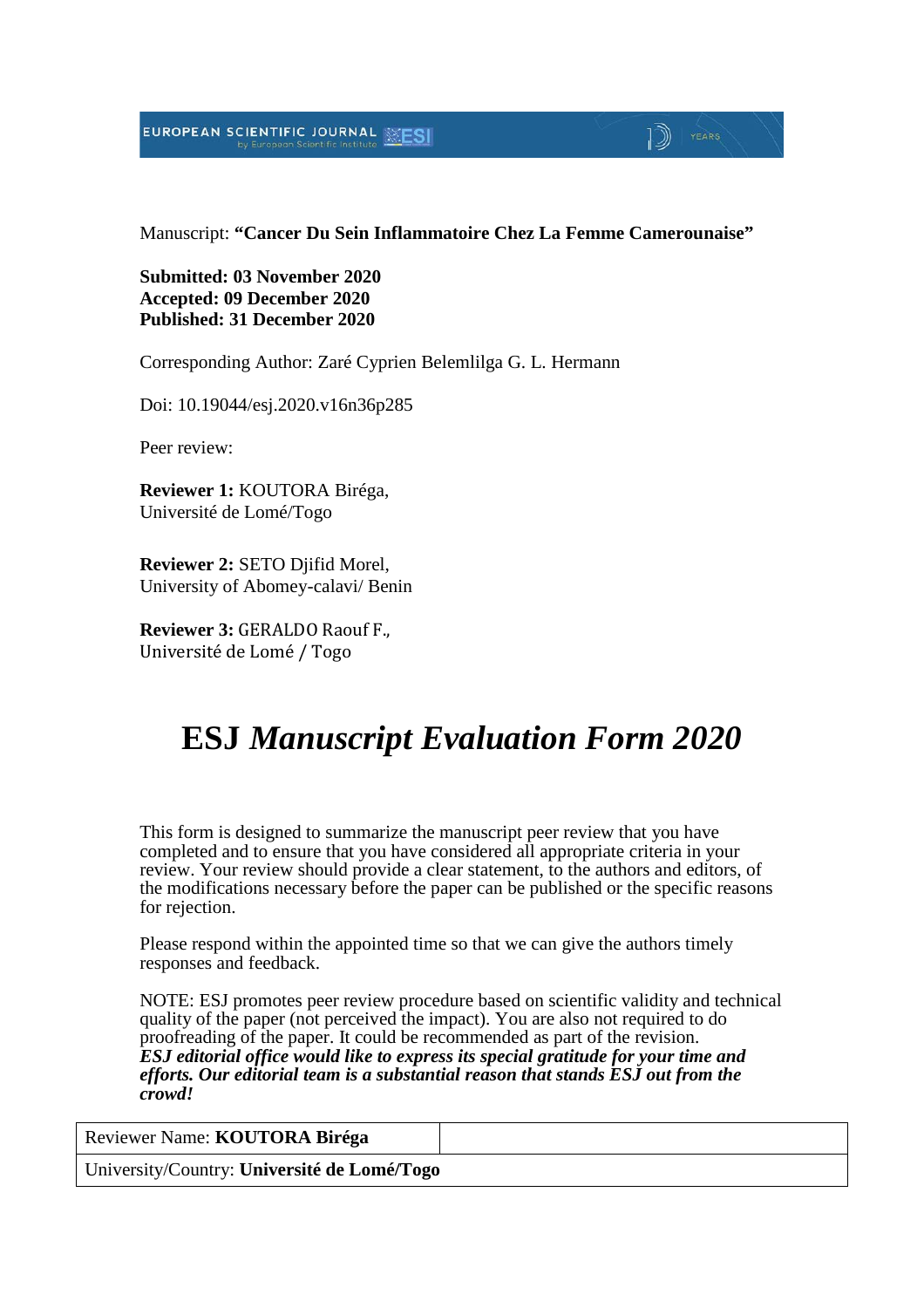Manuscript: **"Cancer Du Sein Inflammatoire Chez La Femme Camerounaise"**

**Submitted: 03 November 2020**
**Accepted: 09 December 2020**
**Published: 31 December 2020**

Corresponding Author: Zaré Cyprien Belemlilga G. L. Hermann

Doi: 10.19044/esj.2020.v16n36p285

Peer review:

**Reviewer 1:** KOUTORA Biréga,
Université de Lomé/Togo

**Reviewer 2:** SETO Djifid Morel,
University of Abomey-calavi/ Benin

**Reviewer 3:** GERALDO Raouf F.,
Université de Lomé / Togo

# ESJ *Manuscript Evaluation Form 2020*

This form is designed to summarize the manuscript peer review that you have completed and to ensure that you have considered all appropriate criteria in your review. Your review should provide a clear statement, to the authors and editors, of the modifications necessary before the paper can be published or the specific reasons for rejection.

Please respond within the appointed time so that we can give the authors timely responses and feedback.

NOTE: ESJ promotes peer review procedure based on scientific validity and technical quality of the paper (not perceived the impact). You are also not required to do proofreading of the paper. It could be recommended as part of the revision.
***ESJ editorial office would like to express its special gratitude for your time and efforts. Our editorial team is a substantial reason that stands ESJ out from the crowd!***

| Reviewer Name: **KOUTORA Biréga** | |
| --- | --- |
| University/Country: **Université de Lomé/Togo** | |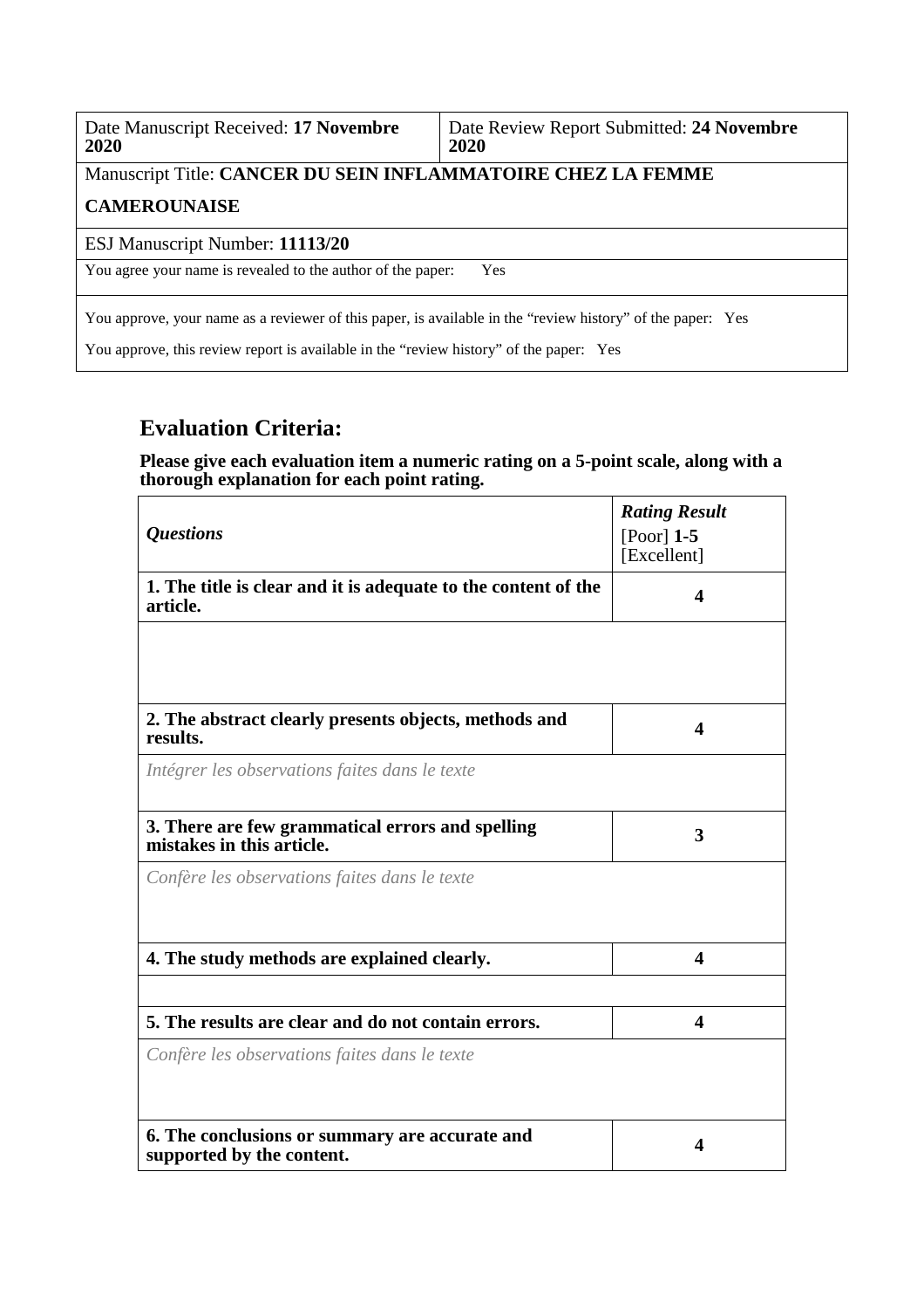| Date Manuscript Received: **17 Novembre 2020** | Date Review Report Submitted: **24 Novembre 2020** |
|---|---|
| Manuscript Title: **CANCER DU SEIN INFLAMMATOIRE CHEZ LA FEMME CAMEROUNAISE** | |
| ESJ Manuscript Number: **11113/20** | |
| You agree your name is revealed to the author of the paper: Yes | |
| You approve, your name as a reviewer of this paper, is available in the "review history" of the paper: Yes<br>You approve, this review report is available in the "review history" of the paper: Yes | |

## Evaluation Criteria:

**Please give each evaluation item a numeric rating on a 5-point scale, along with a thorough explanation for each point rating.**

| *Questions* | *Rating Result* [Poor] **1-5** [Excellent] |
|---|---|
| **1. The title is clear and it is adequate to the content of the article.** | **4** |
| | |
| **2. The abstract clearly presents objects, methods and results.** | **4** |
| *Intégrer les observations faites dans le texte* | |
| **3. There are few grammatical errors and spelling mistakes in this article.** | **3** |
| *Confère les observations faites dans le texte* | |
| **4. The study methods are explained clearly.** | **4** |
| | |
| **5. The results are clear and do not contain errors.** | **4** |
| *Confère les observations faites dans le texte* | |
| **6. The conclusions or summary are accurate and supported by the content.** | **4** |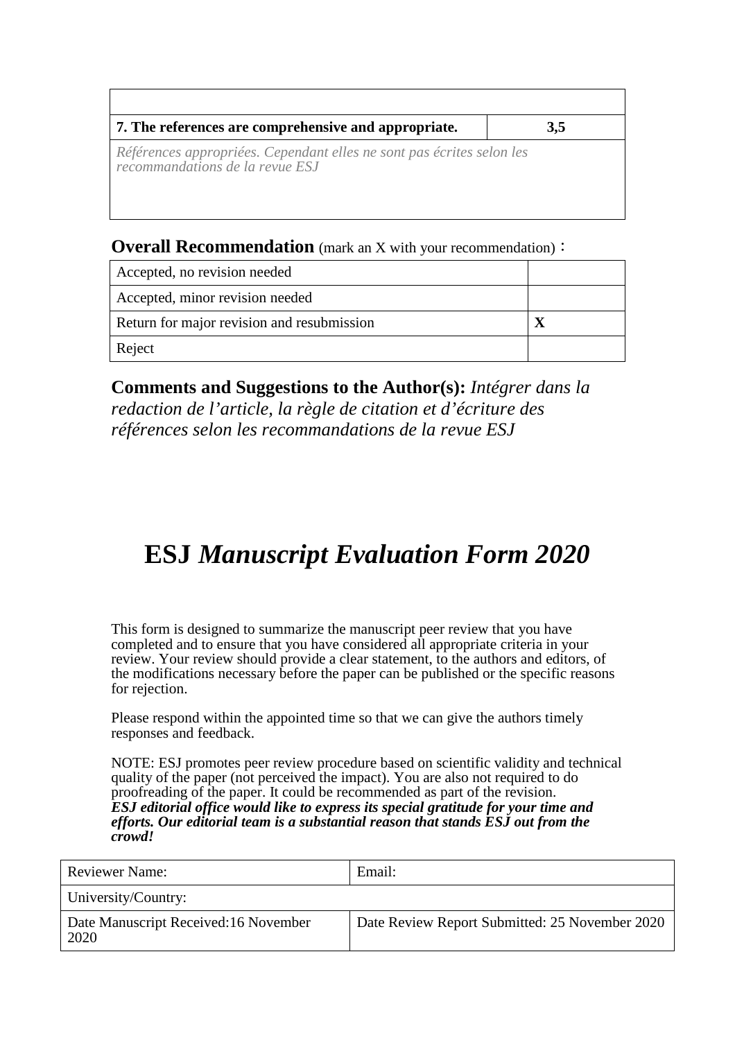| | |
|---|---|
| **7. The references are comprehensive and appropriate.** | **3,5** |
| *Références appropriées. Cependant elles ne sont pas écrites selon les recommandations de la revue ESJ* | |

**Overall Recommendation** (mark an X with your recommendation)：

| | |
|---|---|
| Accepted, no revision needed | |
| Accepted, minor revision needed | |
| Return for major revision and resubmission | **X** |
| Reject | |

**Comments and Suggestions to the Author(s):** *Intégrer dans la redaction de l'article, la règle de citation et d'écriture des références selon les recommandations de la revue ESJ*

# ESJ *Manuscript Evaluation Form 2020*

This form is designed to summarize the manuscript peer review that you have completed and to ensure that you have considered all appropriate criteria in your review. Your review should provide a clear statement, to the authors and editors, of the modifications necessary before the paper can be published or the specific reasons for rejection.

Please respond within the appointed time so that we can give the authors timely responses and feedback.

NOTE: ESJ promotes peer review procedure based on scientific validity and technical quality of the paper (not perceived the impact). You are also not required to do proofreading of the paper. It could be recommended as part of the revision.
***ESJ editorial office would like to express its special gratitude for your time and efforts. Our editorial team is a substantial reason that stands ESJ out from the crowd!***

| | |
|---|---|
| Reviewer Name: | Email: |
| University/Country: | |
| Date Manuscript Received:16 November 2020 | Date Review Report Submitted: 25 November 2020 |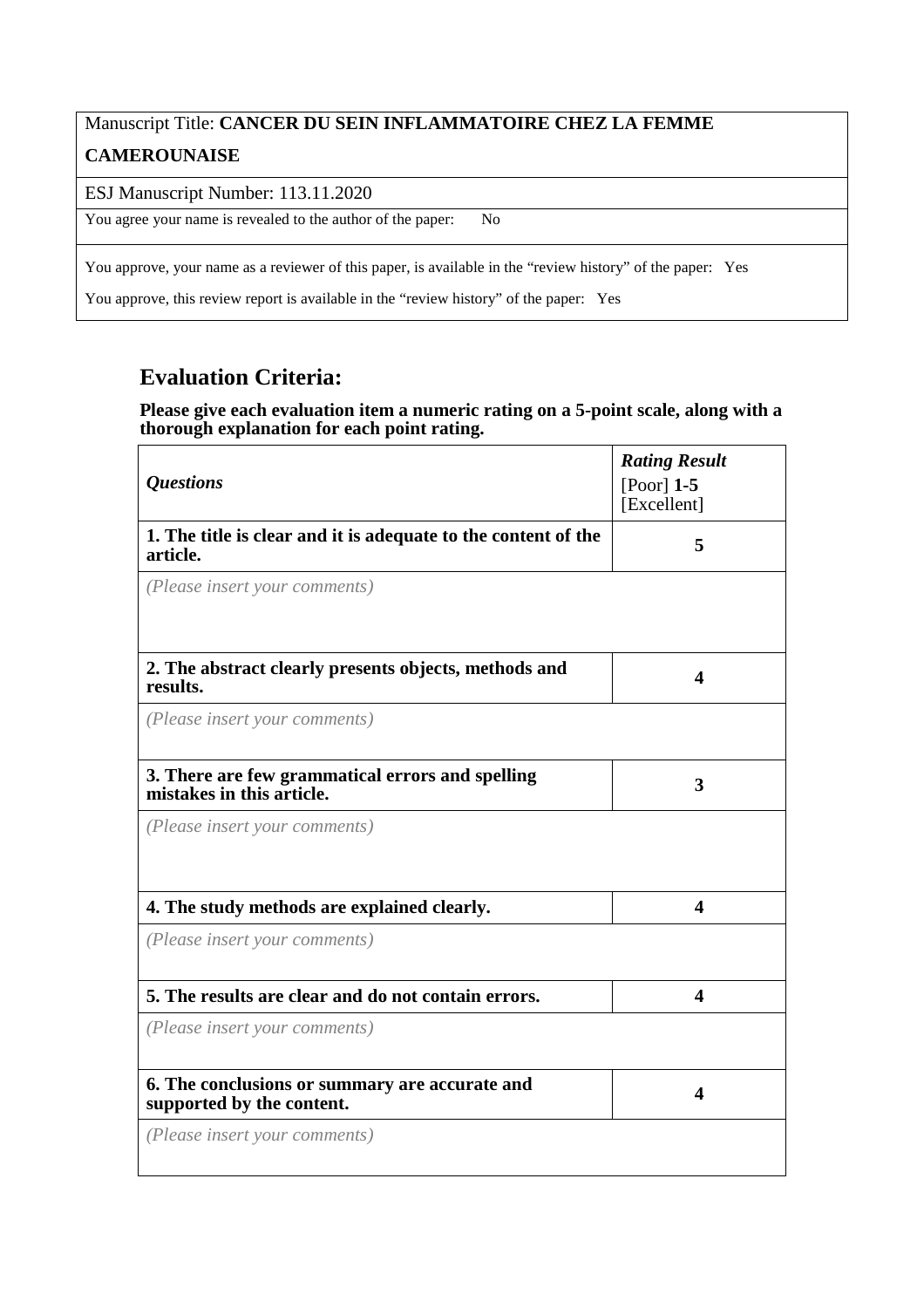| Manuscript Title: **CANCER DU SEIN INFLAMMATOIRE CHEZ LA FEMME CAMEROUNAISE** |
|---|
| ESJ Manuscript Number: 113.11.2020 |
| You agree your name is revealed to the author of the paper: No |
| You approve, your name as a reviewer of this paper, is available in the "review history" of the paper: Yes<br>You approve, this review report is available in the "review history" of the paper: Yes |

## Evaluation Criteria:

**Please give each evaluation item a numeric rating on a 5-point scale, along with a thorough explanation for each point rating.**

| ***Questions*** | ***Rating Result*** [Poor] **1-5** [Excellent] |
|---|---|
| **1. The title is clear and it is adequate to the content of the article.** | **5** |
| *(Please insert your comments)* | |
| **2. The abstract clearly presents objects, methods and results.** | **4** |
| *(Please insert your comments)* | |
| **3. There are few grammatical errors and spelling mistakes in this article.** | **3** |
| *(Please insert your comments)* | |
| **4. The study methods are explained clearly.** | **4** |
| *(Please insert your comments)* | |
| **5. The results are clear and do not contain errors.** | **4** |
| *(Please insert your comments)* | |
| **6. The conclusions or summary are accurate and supported by the content.** | **4** |
| *(Please insert your comments)* | |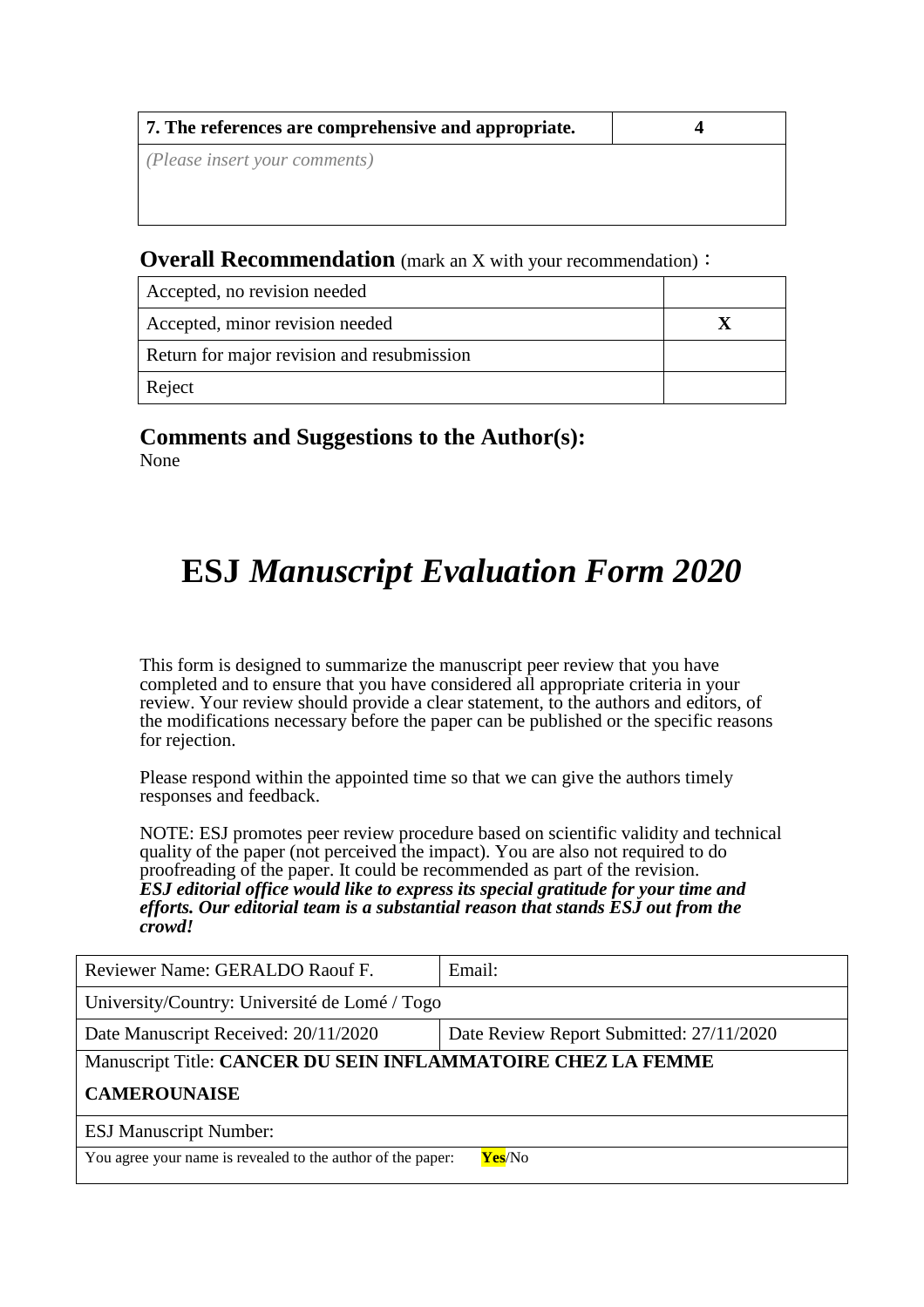| 7. The references are comprehensive and appropriate. | 4 |
| --- | --- |
| *(Please insert your comments)* | |

**Overall Recommendation** (mark an X with your recommendation)：

| Accepted, no revision needed | |
| --- | --- |
| Accepted, minor revision needed | X |
| Return for major revision and resubmission | |
| Reject | |

### Comments and Suggestions to the Author(s):

None

# ESJ *Manuscript Evaluation Form 2020*

This form is designed to summarize the manuscript peer review that you have completed and to ensure that you have considered all appropriate criteria in your review. Your review should provide a clear statement, to the authors and editors, of the modifications necessary before the paper can be published or the specific reasons for rejection.

Please respond within the appointed time so that we can give the authors timely responses and feedback.

NOTE: ESJ promotes peer review procedure based on scientific validity and technical quality of the paper (not perceived the impact). You are also not required to do proofreading of the paper. It could be recommended as part of the revision.
***ESJ editorial office would like to express its special gratitude for your time and efforts. Our editorial team is a substantial reason that stands ESJ out from the crowd!***

| Reviewer Name: GERALDO Raouf F. | Email: |
| --- | --- |
| University/Country: Université de Lomé / Togo | |
| Date Manuscript Received: 20/11/2020 | Date Review Report Submitted: 27/11/2020 |
| Manuscript Title: **CANCER DU SEIN INFLAMMATOIRE CHEZ LA FEMME CAMEROUNAISE** | |
| ESJ Manuscript Number: | |
| You agree your name is revealed to the author of the paper: **Yes**/No | |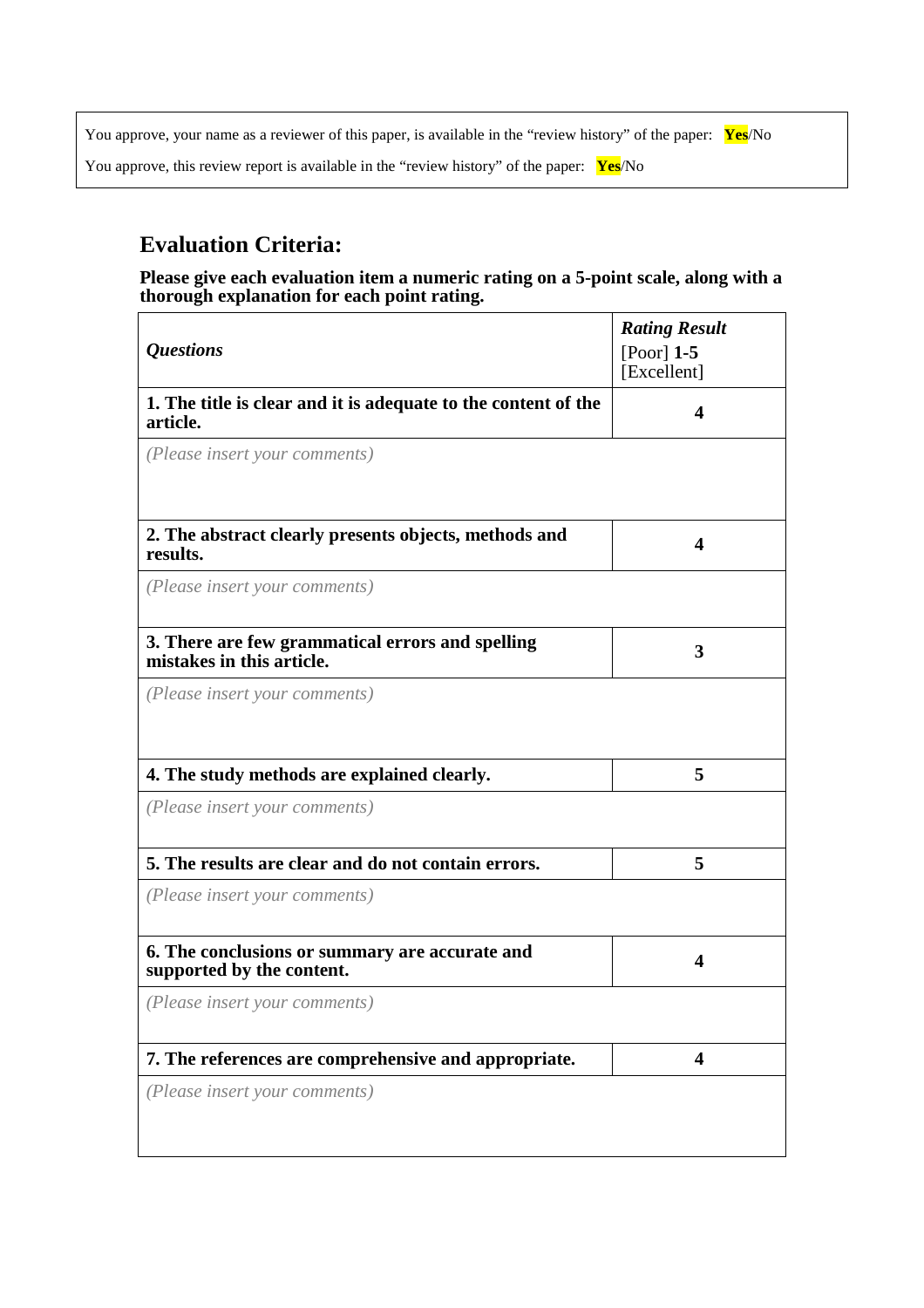| You approve, your name as a reviewer of this paper, is available in the "review history" of the paper: **Yes**/No |
| --- |
| You approve, this review report is available in the "review history" of the paper: **Yes**/No |

## Evaluation Criteria:

**Please give each evaluation item a numeric rating on a 5-point scale, along with a thorough explanation for each point rating.**

| ***Questions*** | ***Rating Result*** [Poor] **1-5** [Excellent] |
| --- | --- |
| **1. The title is clear and it is adequate to the content of the article.** | **4** |
| *(Please insert your comments)* | |
| **2. The abstract clearly presents objects, methods and results.** | **4** |
| *(Please insert your comments)* | |
| **3. There are few grammatical errors and spelling mistakes in this article.** | **3** |
| *(Please insert your comments)* | |
| **4. The study methods are explained clearly.** | **5** |
| *(Please insert your comments)* | |
| **5. The results are clear and do not contain errors.** | **5** |
| *(Please insert your comments)* | |
| **6. The conclusions or summary are accurate and supported by the content.** | **4** |
| *(Please insert your comments)* | |
| **7. The references are comprehensive and appropriate.** | **4** |
| *(Please insert your comments)* | |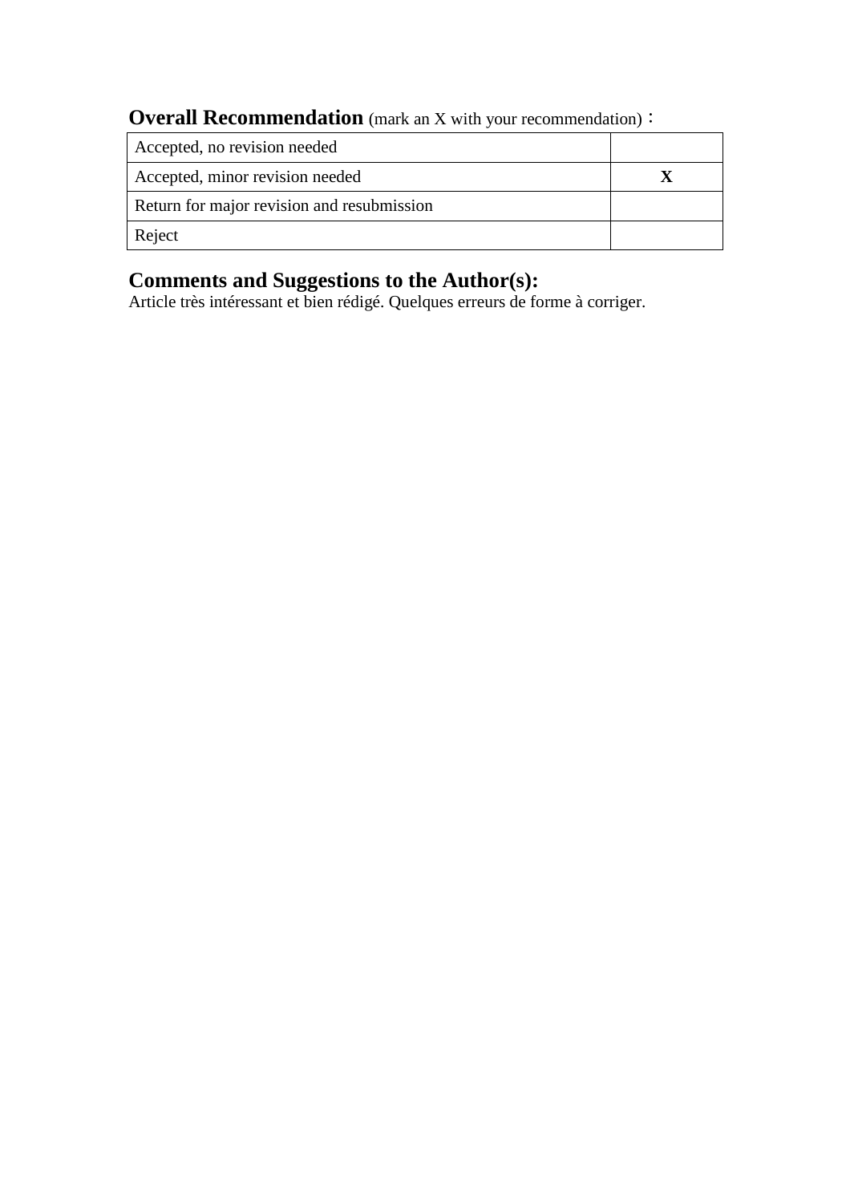**Overall Recommendation** (mark an X with your recommendation)：

| | |
|---|---|
| Accepted, no revision needed | |
| Accepted, minor revision needed | **X** |
| Return for major revision and resubmission | |
| Reject | |

**Comments and Suggestions to the Author(s):**

Article très intéressant et bien rédigé. Quelques erreurs de forme à corriger.